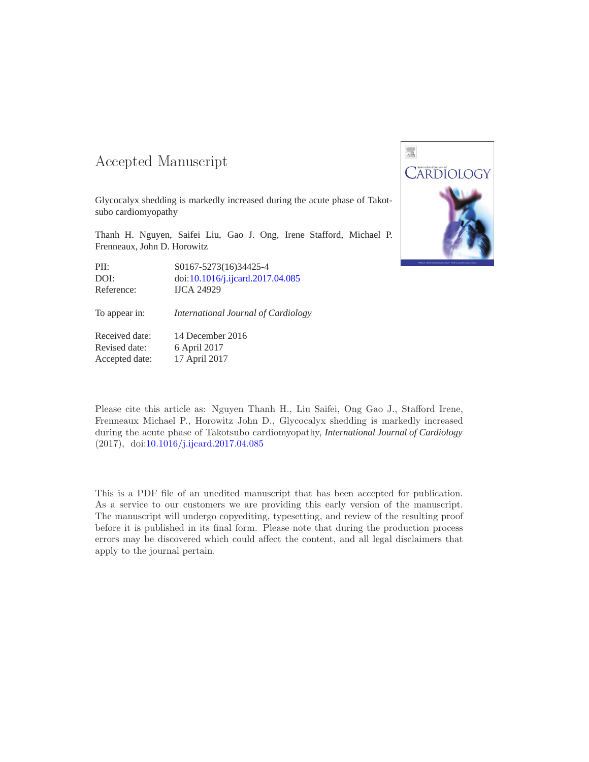# Accepted Manuscript

Glycocalyx shedding is markedly increased during the acute phase of Takotsubo cardiomyopathy

Thanh H. Nguyen, Saifei Liu, Gao J. Ong, Irene Stafford, Michael P. Frenneaux, John D. Horowitz

| | |
|---|---|
| PII: | S0167-5273(16)34425-4 |
| DOI: | doi:10.1016/j.ijcard.2017.04.085 |
| Reference: | IJCA 24929 |

| | |
|---|---|
| To appear in: | *International Journal of Cardiology* |

| | |
|---|---|
| Received date: | 14 December 2016 |
| Revised date: | 6 April 2017 |
| Accepted date: | 17 April 2017 |

Please cite this article as: Nguyen Thanh H., Liu Saifei, Ong Gao J., Stafford Irene, Frenneaux Michael P., Horowitz John D., Glycocalyx shedding is markedly increased during the acute phase of Takotsubo cardiomyopathy, *International Journal of Cardiology* (2017), doi:10.1016/j.ijcard.2017.04.085

This is a PDF file of an unedited manuscript that has been accepted for publication. As a service to our customers we are providing this early version of the manuscript. The manuscript will undergo copyediting, typesetting, and review of the resulting proof before it is published in its final form. Please note that during the production process errors may be discovered which could affect the content, and all legal disclaimers that apply to the journal pertain.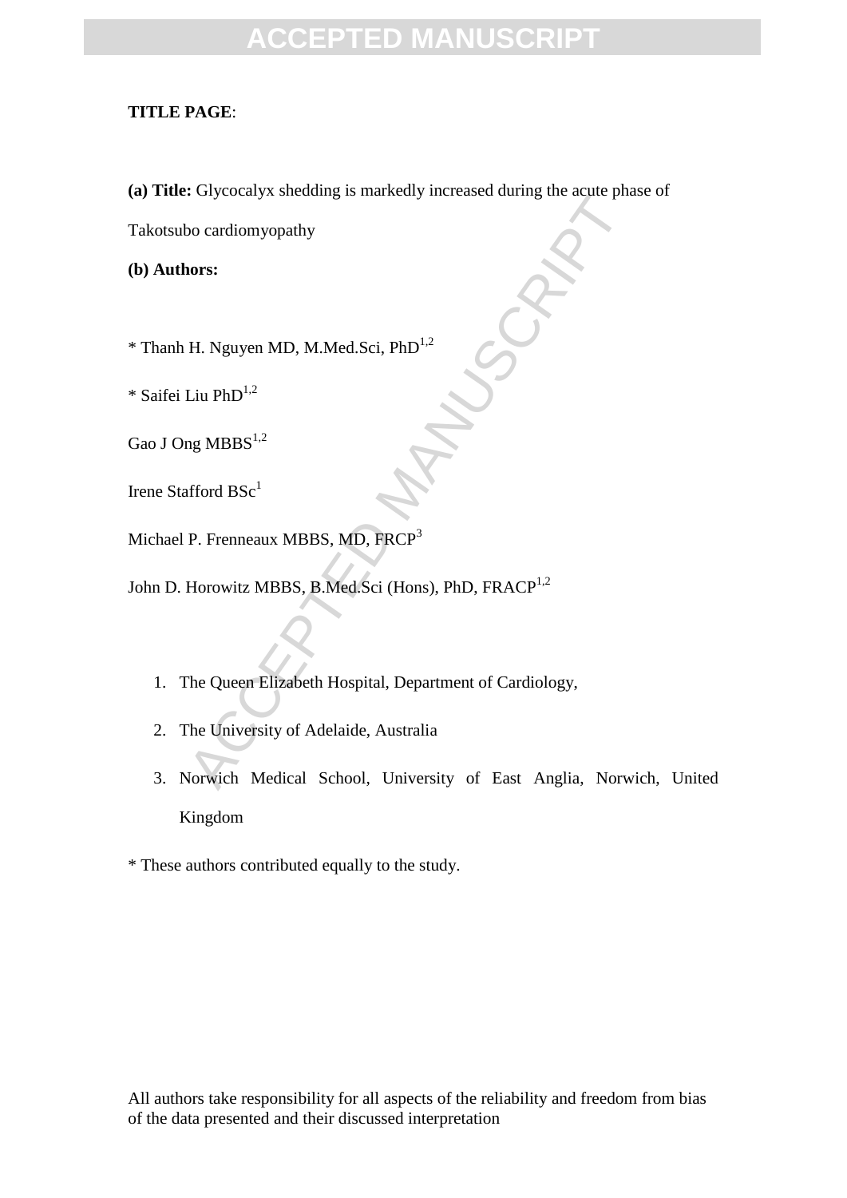**TITLE PAGE**:

**(a) Title:** Glycocalyx shedding is markedly increased during the acute phase of Takotsubo cardiomyopathy

**(b) Authors:**

* Thanh H. Nguyen MD, M.Med.Sci, PhD[1,2]

* Saifei Liu PhD[1,2]

Gao J Ong MBBS[1,2]

Irene Stafford BSc[1]

Michael P. Frenneaux MBBS, MD, FRCP[3]

John D. Horowitz MBBS, B.Med.Sci (Hons), PhD, FRACP[1,2]

1. The Queen Elizabeth Hospital, Department of Cardiology,
2. The University of Adelaide, Australia
3. Norwich Medical School, University of East Anglia, Norwich, United Kingdom

* These authors contributed equally to the study.

All authors take responsibility for all aspects of the reliability and freedom from bias of the data presented and their discussed interpretation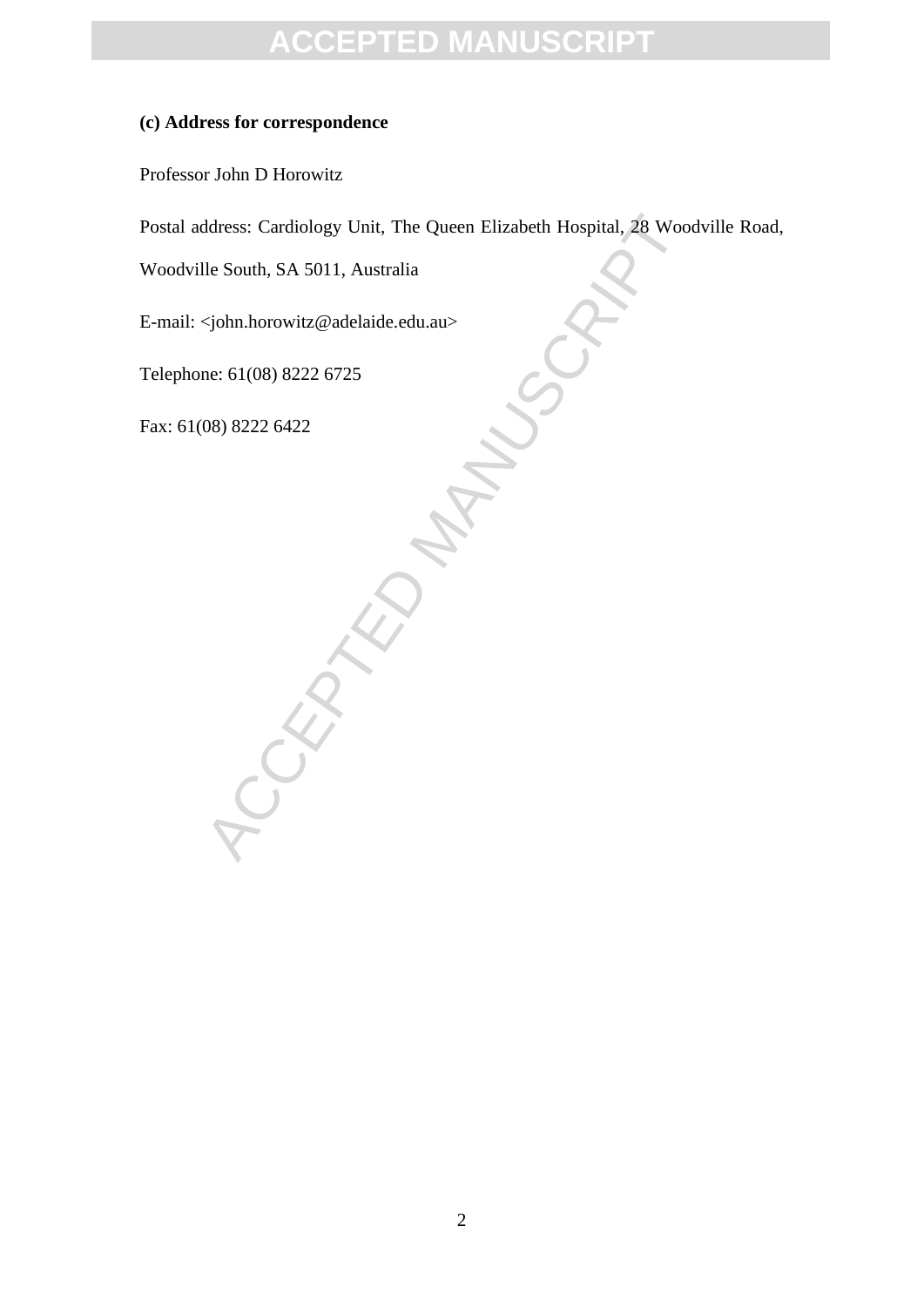**(c) Address for correspondence**

Professor John D Horowitz

Postal address: Cardiology Unit, The Queen Elizabeth Hospital, 28 Woodville Road, Woodville South, SA 5011, Australia

E-mail: <john.horowitz@adelaide.edu.au>

Telephone: 61(08) 8222 6725

Fax: 61(08) 8222 6422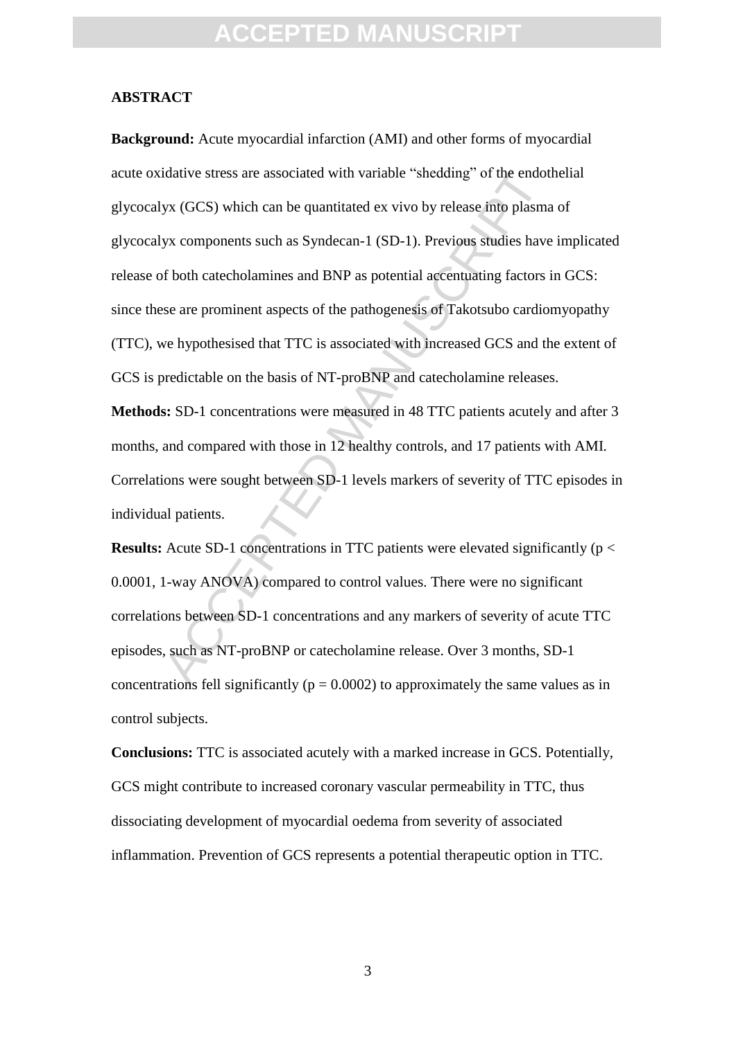## ABSTRACT

**Background:** Acute myocardial infarction (AMI) and other forms of myocardial acute oxidative stress are associated with variable "shedding" of the endothelial glycocalyx (GCS) which can be quantitated ex vivo by release into plasma of glycocalyx components such as Syndecan-1 (SD-1). Previous studies have implicated release of both catecholamines and BNP as potential accentuating factors in GCS: since these are prominent aspects of the pathogenesis of Takotsubo cardiomyopathy (TTC), we hypothesised that TTC is associated with increased GCS and the extent of GCS is predictable on the basis of NT-proBNP and catecholamine releases.

**Methods:** SD-1 concentrations were measured in 48 TTC patients acutely and after 3 months, and compared with those in 12 healthy controls, and 17 patients with AMI. Correlations were sought between SD-1 levels markers of severity of TTC episodes in individual patients.

**Results:** Acute SD-1 concentrations in TTC patients were elevated significantly ($p < 0.0001$, 1-way ANOVA) compared to control values. There were no significant correlations between SD-1 concentrations and any markers of severity of acute TTC episodes, such as NT-proBNP or catecholamine release. Over 3 months, SD-1 concentrations fell significantly ($p = 0.0002$) to approximately the same values as in control subjects.

**Conclusions:** TTC is associated acutely with a marked increase in GCS. Potentially, GCS might contribute to increased coronary vascular permeability in TTC, thus dissociating development of myocardial oedema from severity of associated inflammation. Prevention of GCS represents a potential therapeutic option in TTC.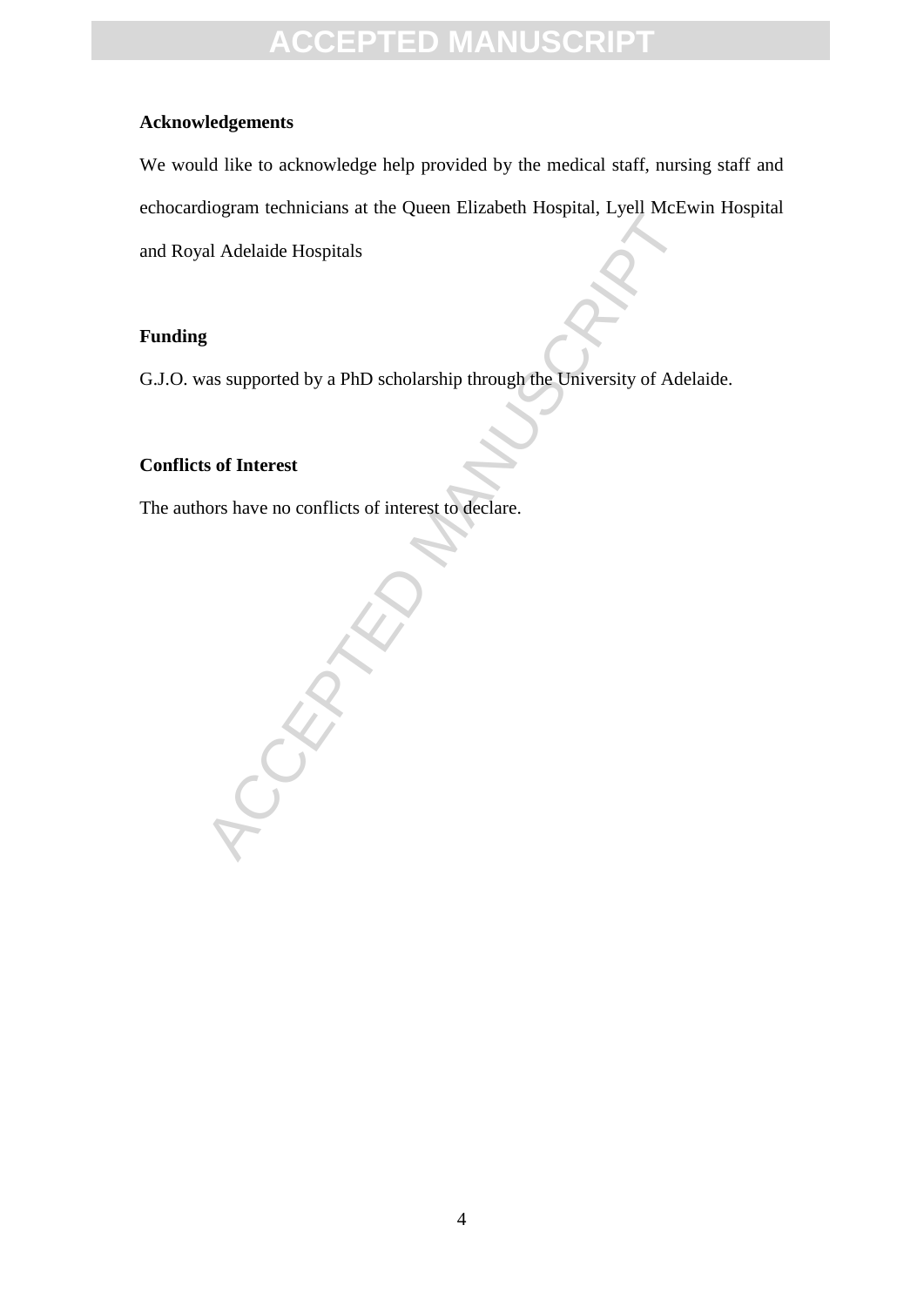## Acknowledgements

We would like to acknowledge help provided by the medical staff, nursing staff and echocardiogram technicians at the Queen Elizabeth Hospital, Lyell McEwin Hospital and Royal Adelaide Hospitals

## Funding

G.J.O. was supported by a PhD scholarship through the University of Adelaide.

## Conflicts of Interest

The authors have no conflicts of interest to declare.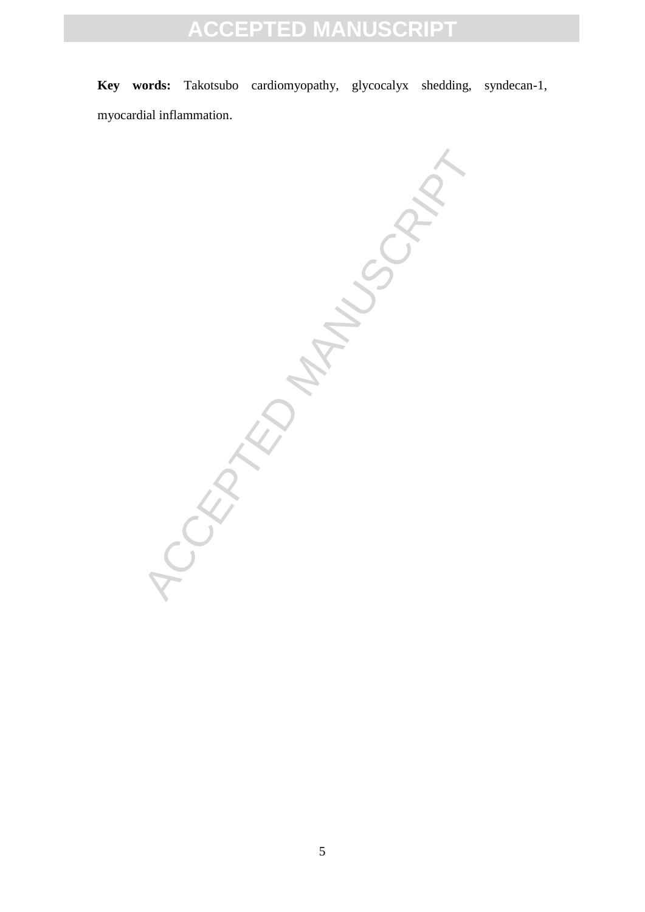**Key words:** Takotsubo cardiomyopathy, glycocalyx shedding, syndecan-1, myocardial inflammation.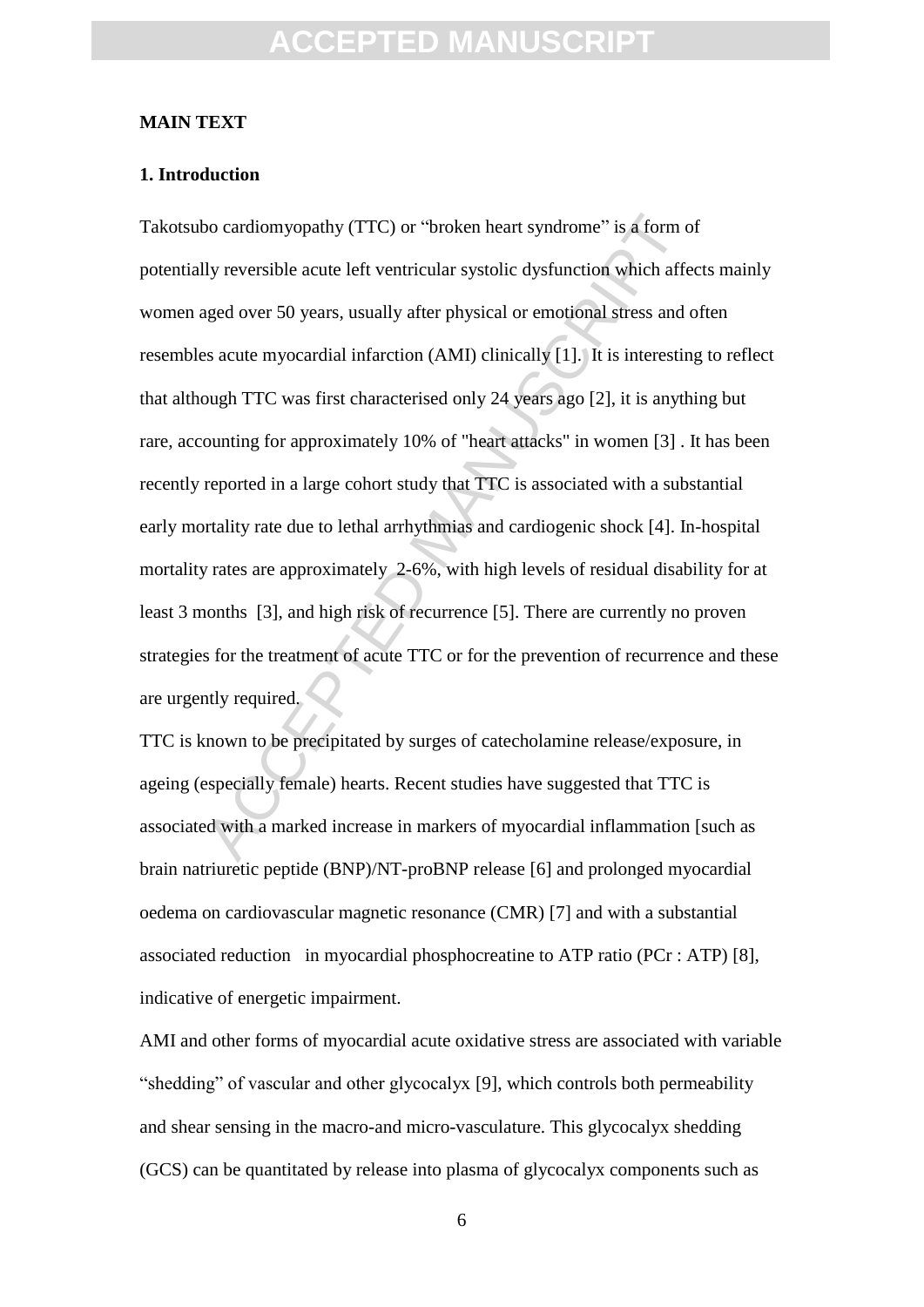## MAIN TEXT

### 1. Introduction

Takotsubo cardiomyopathy (TTC) or "broken heart syndrome" is a form of potentially reversible acute left ventricular systolic dysfunction which affects mainly women aged over 50 years, usually after physical or emotional stress and often resembles acute myocardial infarction (AMI) clinically [1]. It is interesting to reflect that although TTC was first characterised only 24 years ago [2], it is anything but rare, accounting for approximately 10% of "heart attacks" in women [3] . It has been recently reported in a large cohort study that TTC is associated with a substantial early mortality rate due to lethal arrhythmias and cardiogenic shock [4]. In-hospital mortality rates are approximately 2-6%, with high levels of residual disability for at least 3 months [3], and high risk of recurrence [5]. There are currently no proven strategies for the treatment of acute TTC or for the prevention of recurrence and these are urgently required.

TTC is known to be precipitated by surges of catecholamine release/exposure, in ageing (especially female) hearts. Recent studies have suggested that TTC is associated with a marked increase in markers of myocardial inflammation [such as brain natriuretic peptide (BNP)/NT-proBNP release [6] and prolonged myocardial oedema on cardiovascular magnetic resonance (CMR) [7] and with a substantial associated reduction in myocardial phosphocreatine to ATP ratio (PCr : ATP) [8], indicative of energetic impairment.

AMI and other forms of myocardial acute oxidative stress are associated with variable "shedding" of vascular and other glycocalyx [9], which controls both permeability and shear sensing in the macro-and micro-vasculature. This glycocalyx shedding (GCS) can be quantitated by release into plasma of glycocalyx components such as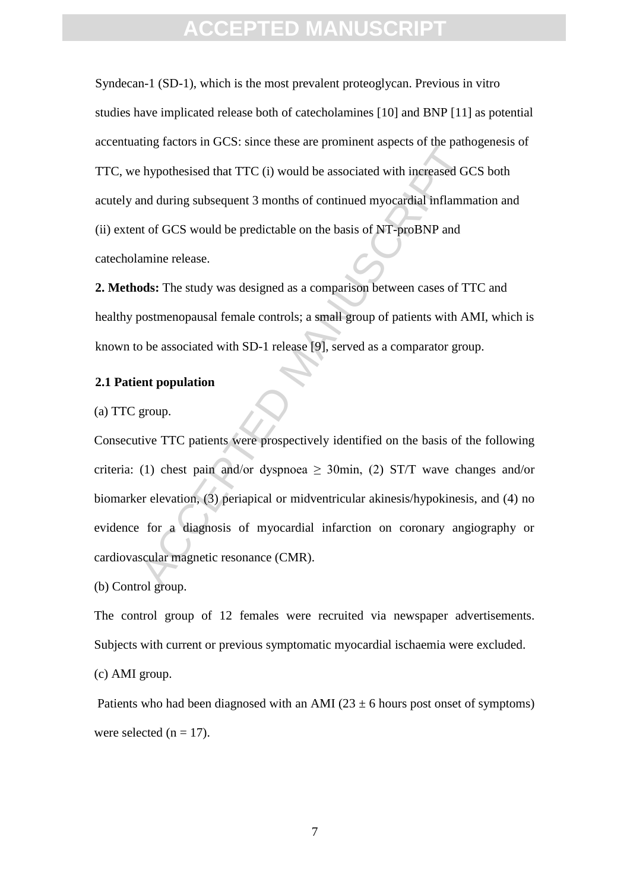Syndecan-1 (SD-1), which is the most prevalent proteoglycan. Previous in vitro studies have implicated release both of catecholamines [10] and BNP [11] as potential accentuating factors in GCS: since these are prominent aspects of the pathogenesis of TTC, we hypothesised that TTC (i) would be associated with increased GCS both acutely and during subsequent 3 months of continued myocardial inflammation and (ii) extent of GCS would be predictable on the basis of NT-proBNP and catecholamine release.

**2. Methods:** The study was designed as a comparison between cases of TTC and healthy postmenopausal female controls; a small group of patients with AMI, which is known to be associated with SD-1 release [9], served as a comparator group.

### 2.1 Patient population

(a) TTC group.

Consecutive TTC patients were prospectively identified on the basis of the following criteria: (1) chest pain and/or dyspnoea ≥ 30min, (2) ST/T wave changes and/or biomarker elevation, (3) periapical or midventricular akinesis/hypokinesis, and (4) no evidence for a diagnosis of myocardial infarction on coronary angiography or cardiovascular magnetic resonance (CMR).

(b) Control group.

The control group of 12 females were recruited via newspaper advertisements. Subjects with current or previous symptomatic myocardial ischaemia were excluded.

(c) AMI group.

Patients who had been diagnosed with an AMI ($23 \pm 6$ hours post onset of symptoms) were selected ($n = 17$).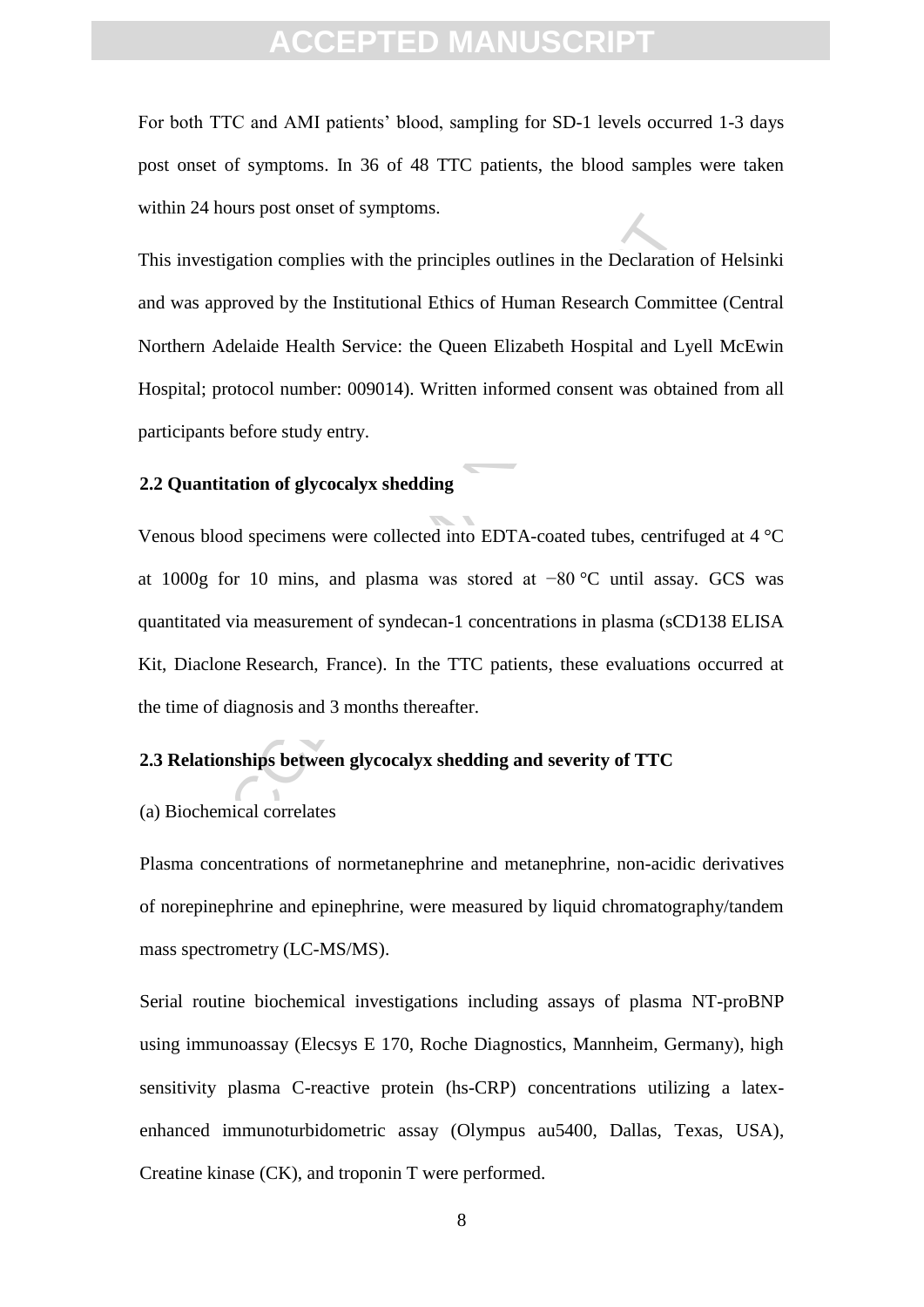For both TTC and AMI patients' blood, sampling for SD-1 levels occurred 1-3 days post onset of symptoms. In 36 of 48 TTC patients, the blood samples were taken within 24 hours post onset of symptoms.

This investigation complies with the principles outlines in the Declaration of Helsinki and was approved by the Institutional Ethics of Human Research Committee (Central Northern Adelaide Health Service: the Queen Elizabeth Hospital and Lyell McEwin Hospital; protocol number: 009014). Written informed consent was obtained from all participants before study entry.

### 2.2 Quantitation of glycocalyx shedding

Venous blood specimens were collected into EDTA-coated tubes, centrifuged at 4 °C at 1000g for 10 mins, and plasma was stored at −80 °C until assay. GCS was quantitated via measurement of syndecan-1 concentrations in plasma (sCD138 ELISA Kit, Diaclone Research, France). In the TTC patients, these evaluations occurred at the time of diagnosis and 3 months thereafter.

### 2.3 Relationships between glycocalyx shedding and severity of TTC

(a) Biochemical correlates

Plasma concentrations of normetanephrine and metanephrine, non-acidic derivatives of norepinephrine and epinephrine, were measured by liquid chromatography/tandem mass spectrometry (LC-MS/MS).

Serial routine biochemical investigations including assays of plasma NT-proBNP using immunoassay (Elecsys E 170, Roche Diagnostics, Mannheim, Germany), high sensitivity plasma C-reactive protein (hs-CRP) concentrations utilizing a latex-enhanced immunoturbidometric assay (Olympus au5400, Dallas, Texas, USA), Creatine kinase (CK), and troponin T were performed.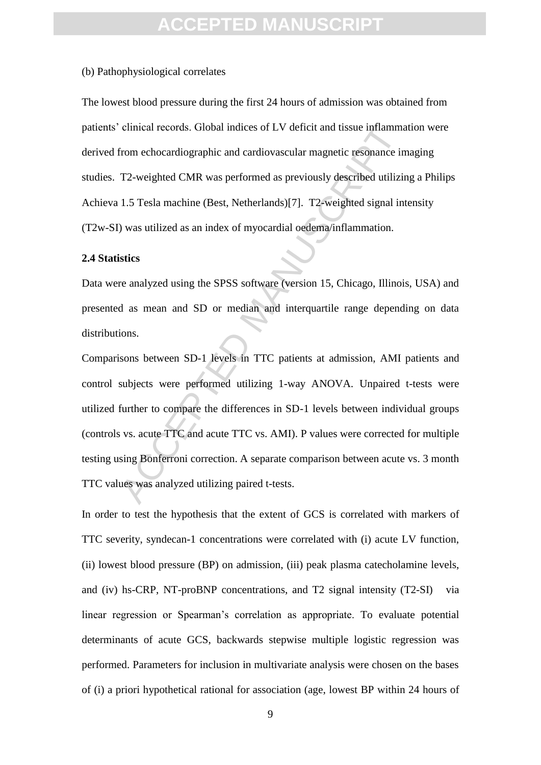(b) Pathophysiological correlates

The lowest blood pressure during the first 24 hours of admission was obtained from patients' clinical records. Global indices of LV deficit and tissue inflammation were derived from echocardiographic and cardiovascular magnetic resonance imaging studies. T2-weighted CMR was performed as previously described utilizing a Philips Achieva 1.5 Tesla machine (Best, Netherlands)[7]. T2-weighted signal intensity (T2w-SI) was utilized as an index of myocardial oedema/inflammation.

**2.4 Statistics**

Data were analyzed using the SPSS software (version 15, Chicago, Illinois, USA) and presented as mean and SD or median and interquartile range depending on data distributions.

Comparisons between SD-1 levels in TTC patients at admission, AMI patients and control subjects were performed utilizing 1-way ANOVA. Unpaired t-tests were utilized further to compare the differences in SD-1 levels between individual groups (controls vs. acute TTC and acute TTC vs. AMI). P values were corrected for multiple testing using Bonferroni correction. A separate comparison between acute vs. 3 month TTC values was analyzed utilizing paired t-tests.

In order to test the hypothesis that the extent of GCS is correlated with markers of TTC severity, syndecan-1 concentrations were correlated with (i) acute LV function, (ii) lowest blood pressure (BP) on admission, (iii) peak plasma catecholamine levels, and (iv) hs-CRP, NT-proBNP concentrations, and T2 signal intensity (T2-SI) via linear regression or Spearman's correlation as appropriate. To evaluate potential determinants of acute GCS, backwards stepwise multiple logistic regression was performed. Parameters for inclusion in multivariate analysis were chosen on the bases of (i) a priori hypothetical rational for association (age, lowest BP within 24 hours of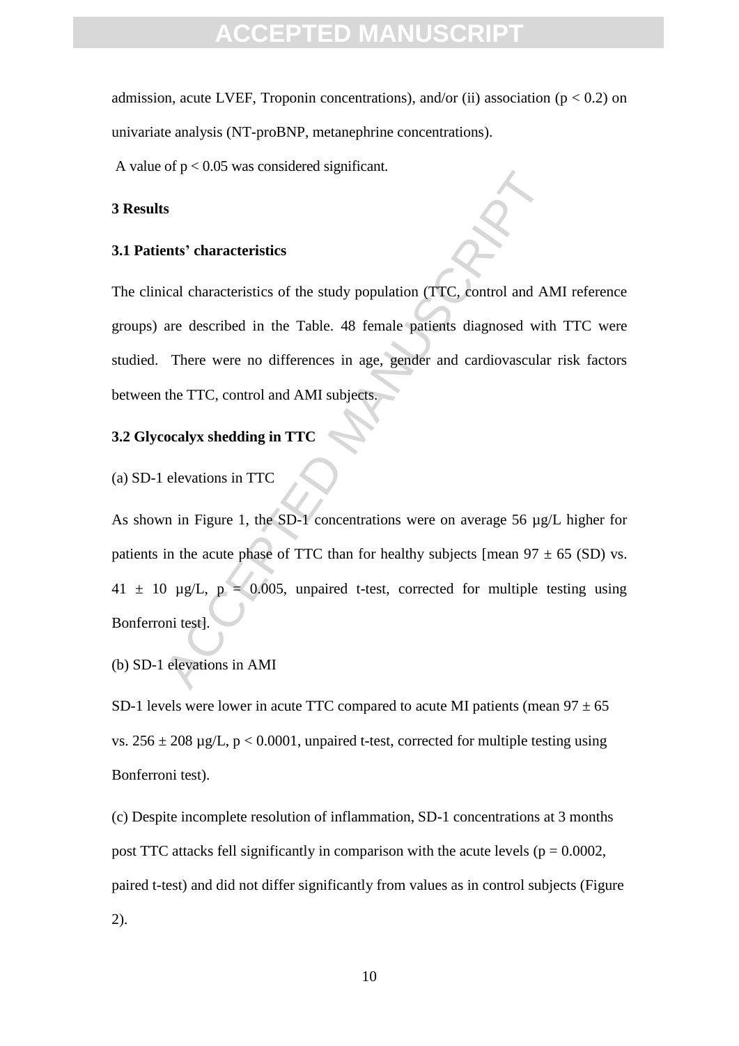admission, acute LVEF, Troponin concentrations), and/or (ii) association ($p < 0.2$) on univariate analysis (NT-proBNP, metanephrine concentrations).

A value of $p < 0.05$ was considered significant.

## 3 Results

### 3.1 Patients' characteristics

The clinical characteristics of the study population (TTC, control and AMI reference groups) are described in the Table. 48 female patients diagnosed with TTC were studied. There were no differences in age, gender and cardiovascular risk factors between the TTC, control and AMI subjects.

### 3.2 Glycocalyx shedding in TTC

(a) SD-1 elevations in TTC

As shown in Figure 1, the SD-1 concentrations were on average 56 µg/L higher for patients in the acute phase of TTC than for healthy subjects [mean $97 \pm 65$ (SD) vs. $41 \pm 10$ µg/L, $p = 0.005$, unpaired t-test, corrected for multiple testing using Bonferroni test].

(b) SD-1 elevations in AMI

SD-1 levels were lower in acute TTC compared to acute MI patients (mean $97 \pm 65$ vs. $256 \pm 208$ µg/L, $p < 0.0001$, unpaired t-test, corrected for multiple testing using Bonferroni test).

(c) Despite incomplete resolution of inflammation, SD-1 concentrations at 3 months post TTC attacks fell significantly in comparison with the acute levels ($p = 0.0002$, paired t-test) and did not differ significantly from values as in control subjects (Figure 2).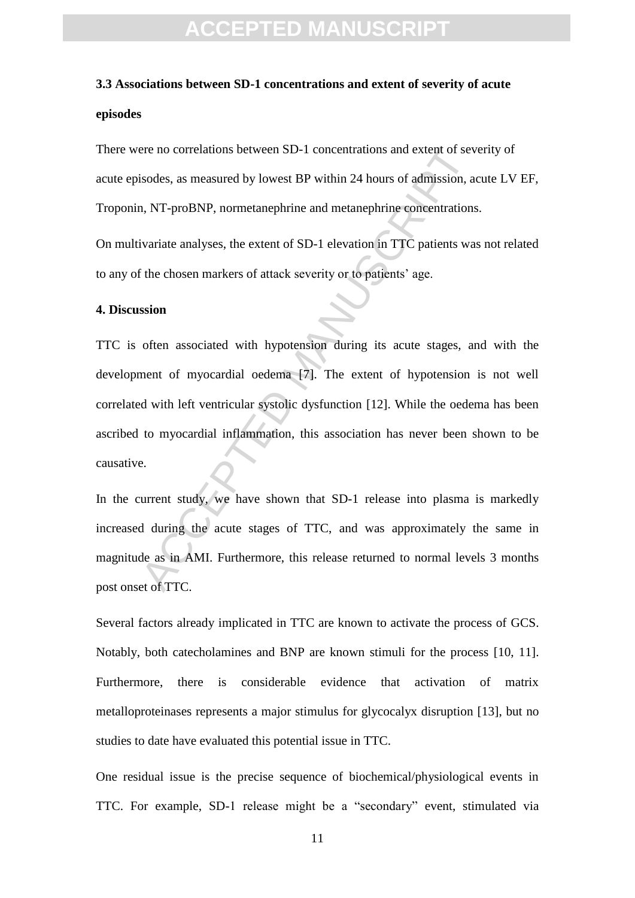### 3.3 Associations between SD-1 concentrations and extent of severity of acute episodes

There were no correlations between SD-1 concentrations and extent of severity of acute episodes, as measured by lowest BP within 24 hours of admission, acute LV EF, Troponin, NT-proBNP, normetanephrine and metanephrine concentrations.

On multivariate analyses, the extent of SD-1 elevation in TTC patients was not related to any of the chosen markers of attack severity or to patients' age.

## 4. Discussion

TTC is often associated with hypotension during its acute stages, and with the development of myocardial oedema [7]. The extent of hypotension is not well correlated with left ventricular systolic dysfunction [12]. While the oedema has been ascribed to myocardial inflammation, this association has never been shown to be causative.

In the current study, we have shown that SD-1 release into plasma is markedly increased during the acute stages of TTC, and was approximately the same in magnitude as in AMI. Furthermore, this release returned to normal levels 3 months post onset of TTC.

Several factors already implicated in TTC are known to activate the process of GCS. Notably, both catecholamines and BNP are known stimuli for the process [10, 11]. Furthermore, there is considerable evidence that activation of matrix metalloproteinases represents a major stimulus for glycocalyx disruption [13], but no studies to date have evaluated this potential issue in TTC.

One residual issue is the precise sequence of biochemical/physiological events in TTC. For example, SD-1 release might be a "secondary" event, stimulated via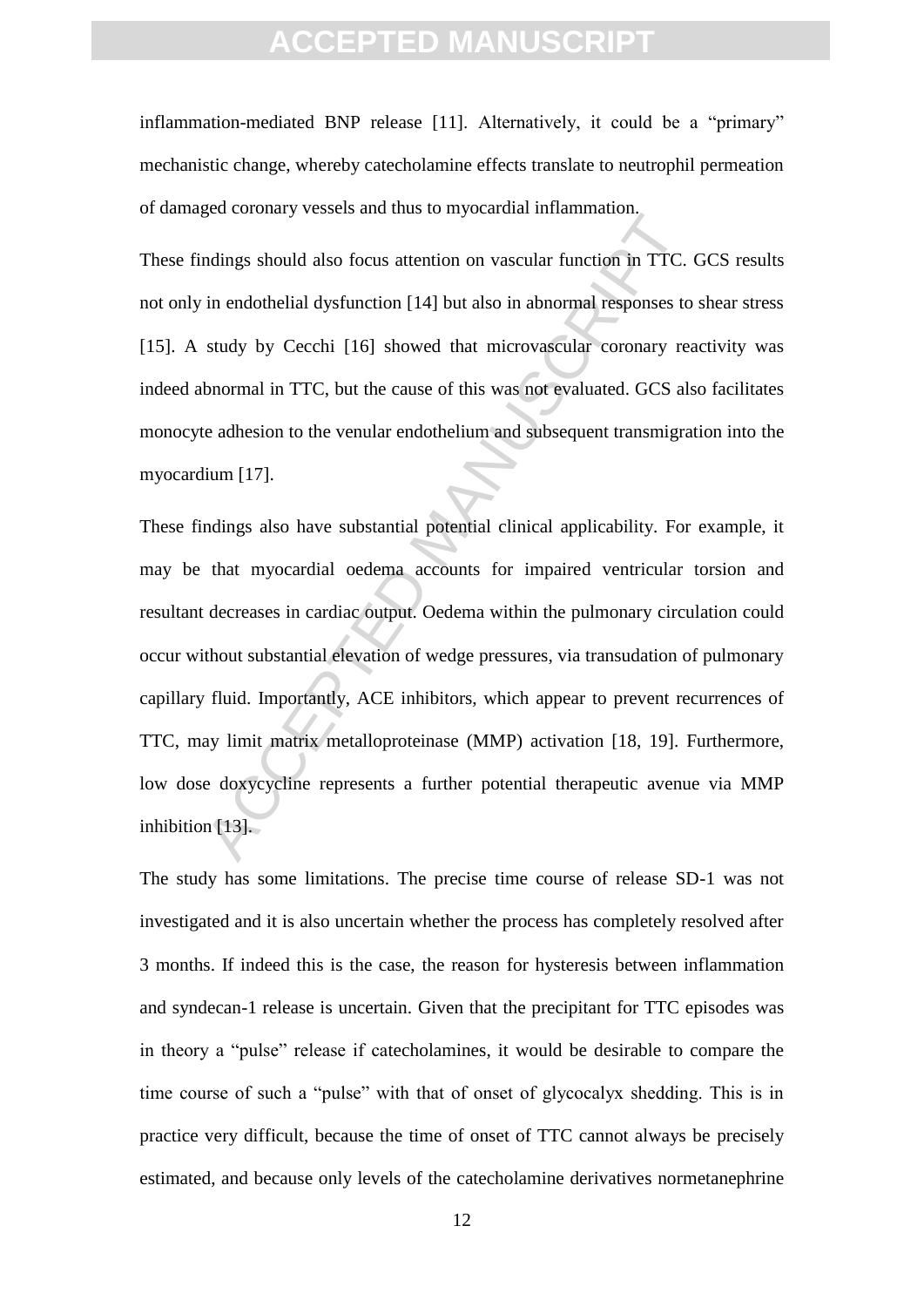inflammation-mediated BNP release [11]. Alternatively, it could be a "primary" mechanistic change, whereby catecholamine effects translate to neutrophil permeation of damaged coronary vessels and thus to myocardial inflammation.

These findings should also focus attention on vascular function in TTC. GCS results not only in endothelial dysfunction [14] but also in abnormal responses to shear stress [15]. A study by Cecchi [16] showed that microvascular coronary reactivity was indeed abnormal in TTC, but the cause of this was not evaluated. GCS also facilitates monocyte adhesion to the venular endothelium and subsequent transmigration into the myocardium [17].

These findings also have substantial potential clinical applicability. For example, it may be that myocardial oedema accounts for impaired ventricular torsion and resultant decreases in cardiac output. Oedema within the pulmonary circulation could occur without substantial elevation of wedge pressures, via transudation of pulmonary capillary fluid. Importantly, ACE inhibitors, which appear to prevent recurrences of TTC, may limit matrix metalloproteinase (MMP) activation [18, 19]. Furthermore, low dose doxycycline represents a further potential therapeutic avenue via MMP inhibition [13].

The study has some limitations. The precise time course of release SD-1 was not investigated and it is also uncertain whether the process has completely resolved after 3 months. If indeed this is the case, the reason for hysteresis between inflammation and syndecan-1 release is uncertain. Given that the precipitant for TTC episodes was in theory a "pulse" release if catecholamines, it would be desirable to compare the time course of such a "pulse" with that of onset of glycocalyx shedding. This is in practice very difficult, because the time of onset of TTC cannot always be precisely estimated, and because only levels of the catecholamine derivatives normetanephrine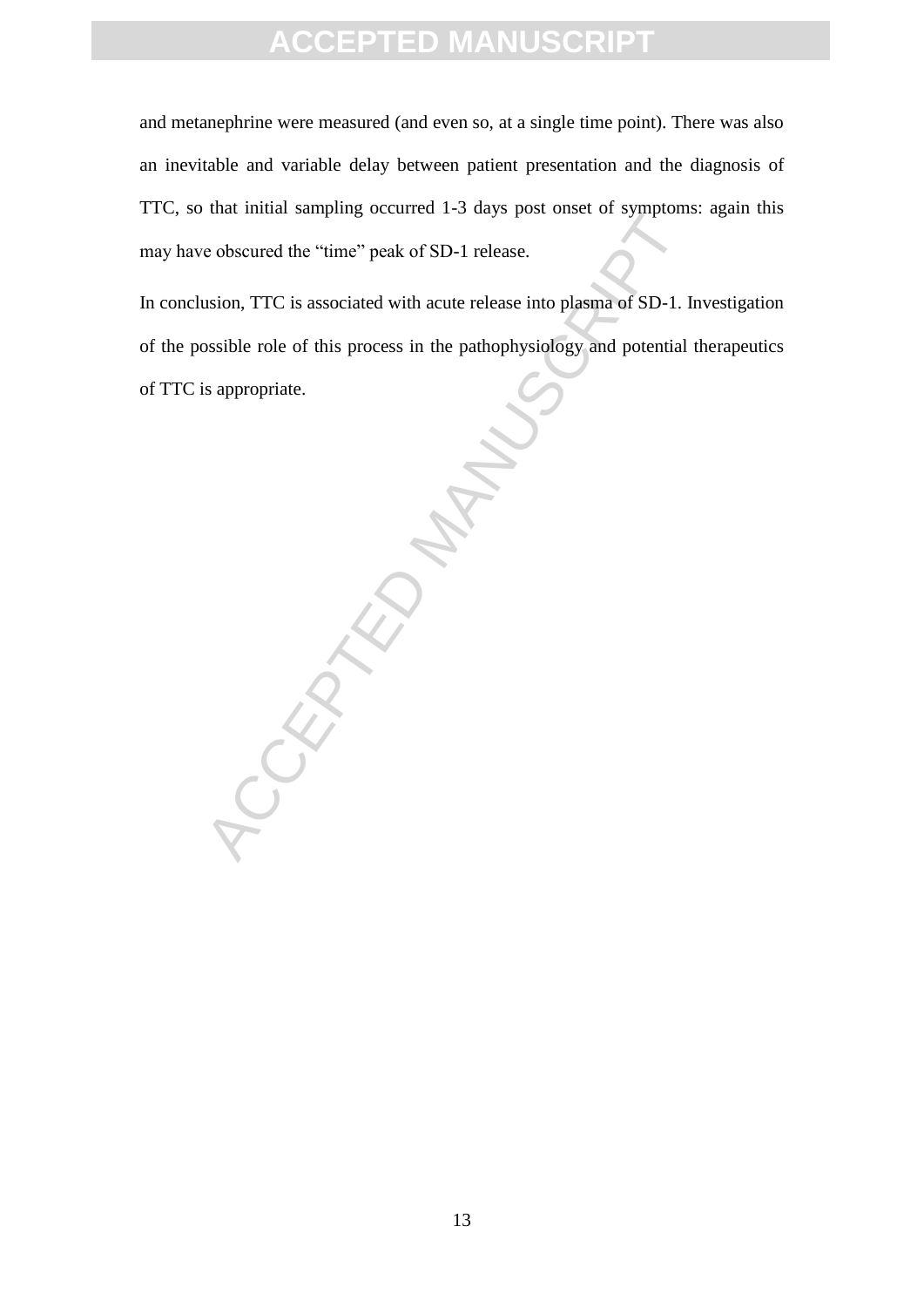and metanephrine were measured (and even so, at a single time point). There was also an inevitable and variable delay between patient presentation and the diagnosis of TTC, so that initial sampling occurred 1-3 days post onset of symptoms: again this may have obscured the "time" peak of SD-1 release.

In conclusion, TTC is associated with acute release into plasma of SD-1. Investigation of the possible role of this process in the pathophysiology and potential therapeutics of TTC is appropriate.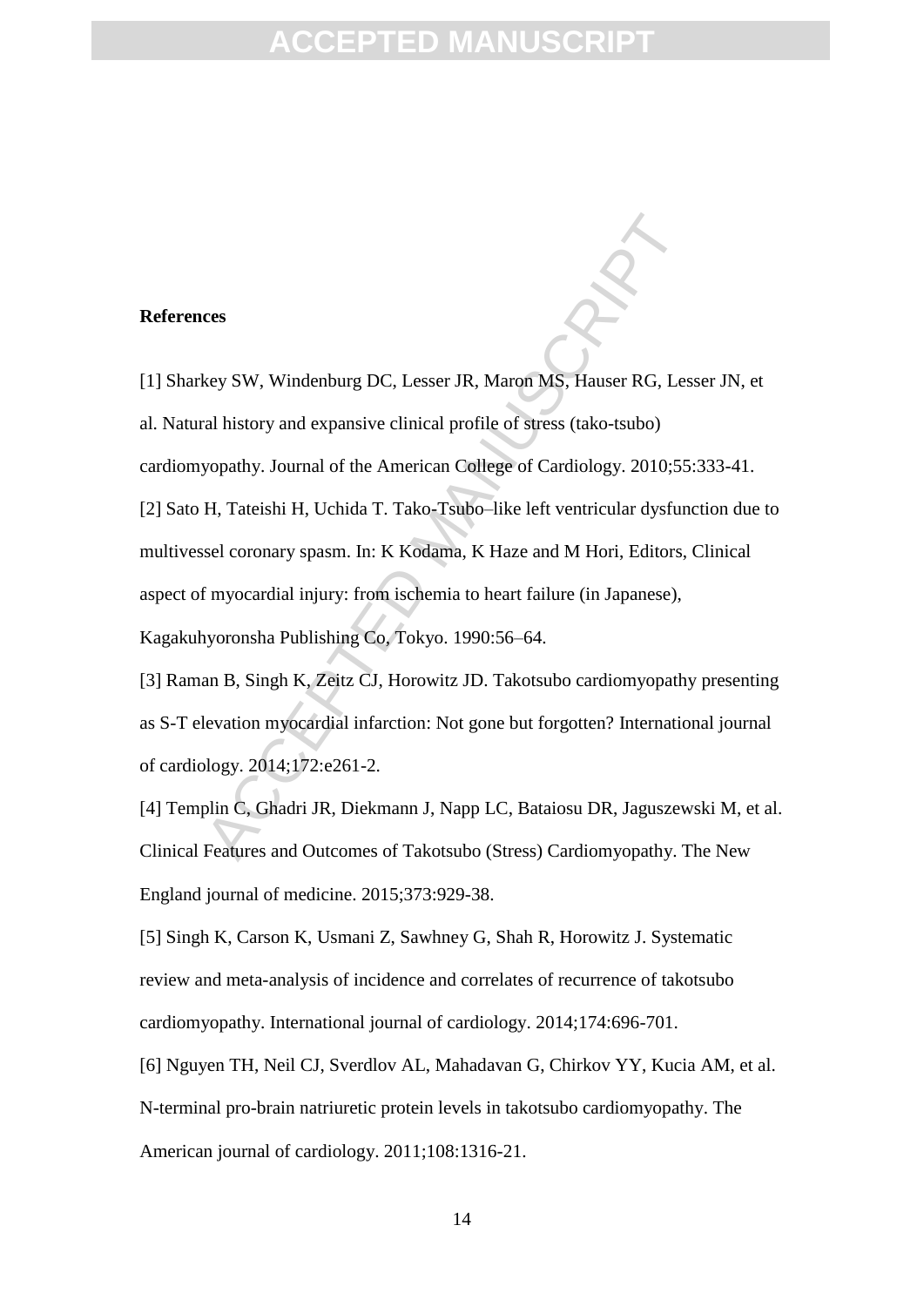**References**

[1] Sharkey SW, Windenburg DC, Lesser JR, Maron MS, Hauser RG, Lesser JN, et al. Natural history and expansive clinical profile of stress (tako-tsubo) cardiomyopathy. Journal of the American College of Cardiology. 2010;55:333-41.

[2] Sato H, Tateishi H, Uchida T. Tako-Tsubo–like left ventricular dysfunction due to multivessel coronary spasm. In: K Kodama, K Haze and M Hori, Editors, Clinical aspect of myocardial injury: from ischemia to heart failure (in Japanese), Kagakuhyoronsha Publishing Co, Tokyo. 1990:56–64.

[3] Raman B, Singh K, Zeitz CJ, Horowitz JD. Takotsubo cardiomyopathy presenting as S-T elevation myocardial infarction: Not gone but forgotten? International journal of cardiology. 2014;172:e261-2.

[4] Templin C, Ghadri JR, Diekmann J, Napp LC, Bataiosu DR, Jaguszewski M, et al. Clinical Features and Outcomes of Takotsubo (Stress) Cardiomyopathy. The New England journal of medicine. 2015;373:929-38.

[5] Singh K, Carson K, Usmani Z, Sawhney G, Shah R, Horowitz J. Systematic review and meta-analysis of incidence and correlates of recurrence of takotsubo cardiomyopathy. International journal of cardiology. 2014;174:696-701.

[6] Nguyen TH, Neil CJ, Sverdlov AL, Mahadavan G, Chirkov YY, Kucia AM, et al. N-terminal pro-brain natriuretic protein levels in takotsubo cardiomyopathy. The American journal of cardiology. 2011;108:1316-21.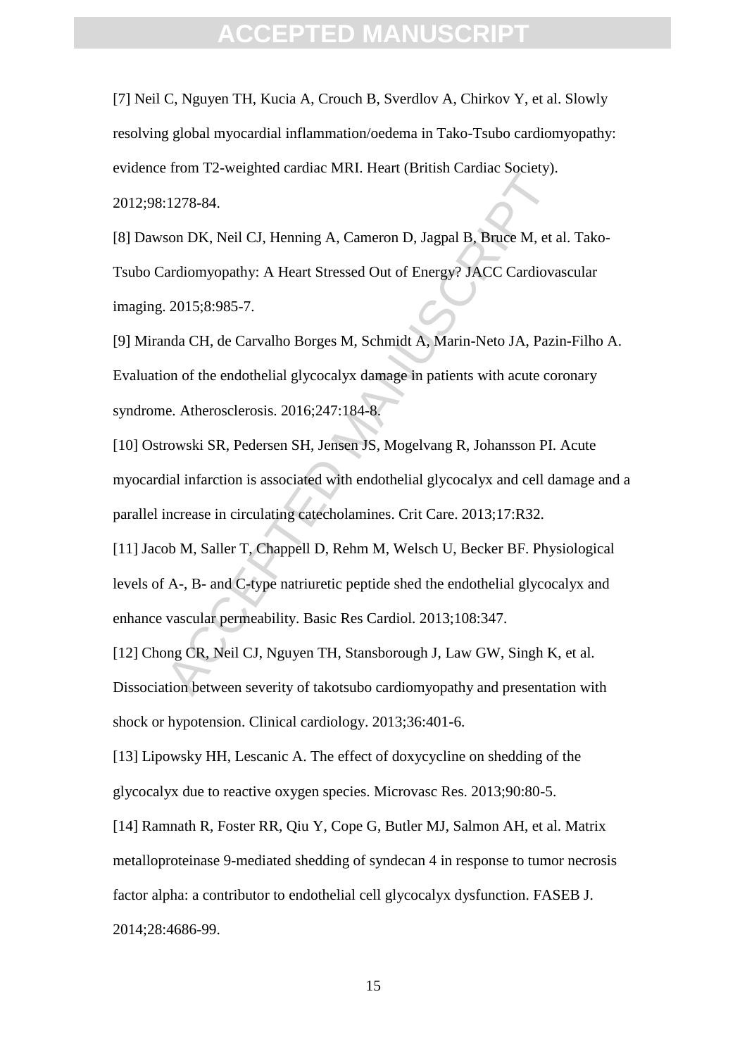[7] Neil C, Nguyen TH, Kucia A, Crouch B, Sverdlov A, Chirkov Y, et al. Slowly resolving global myocardial inflammation/oedema in Tako-Tsubo cardiomyopathy: evidence from T2-weighted cardiac MRI. Heart (British Cardiac Society). 2012;98:1278-84.

[8] Dawson DK, Neil CJ, Henning A, Cameron D, Jagpal B, Bruce M, et al. Tako-Tsubo Cardiomyopathy: A Heart Stressed Out of Energy? JACC Cardiovascular imaging. 2015;8:985-7.

[9] Miranda CH, de Carvalho Borges M, Schmidt A, Marin-Neto JA, Pazin-Filho A. Evaluation of the endothelial glycocalyx damage in patients with acute coronary syndrome. Atherosclerosis. 2016;247:184-8.

[10] Ostrowski SR, Pedersen SH, Jensen JS, Mogelvang R, Johansson PI. Acute myocardial infarction is associated with endothelial glycocalyx and cell damage and a parallel increase in circulating catecholamines. Crit Care. 2013;17:R32.

[11] Jacob M, Saller T, Chappell D, Rehm M, Welsch U, Becker BF. Physiological levels of A-, B- and C-type natriuretic peptide shed the endothelial glycocalyx and enhance vascular permeability. Basic Res Cardiol. 2013;108:347.

[12] Chong CR, Neil CJ, Nguyen TH, Stansborough J, Law GW, Singh K, et al. Dissociation between severity of takotsubo cardiomyopathy and presentation with shock or hypotension. Clinical cardiology. 2013;36:401-6.

[13] Lipowsky HH, Lescanic A. The effect of doxycycline on shedding of the glycocalyx due to reactive oxygen species. Microvasc Res. 2013;90:80-5.

[14] Ramnath R, Foster RR, Qiu Y, Cope G, Butler MJ, Salmon AH, et al. Matrix metalloproteinase 9-mediated shedding of syndecan 4 in response to tumor necrosis factor alpha: a contributor to endothelial cell glycocalyx dysfunction. FASEB J. 2014;28:4686-99.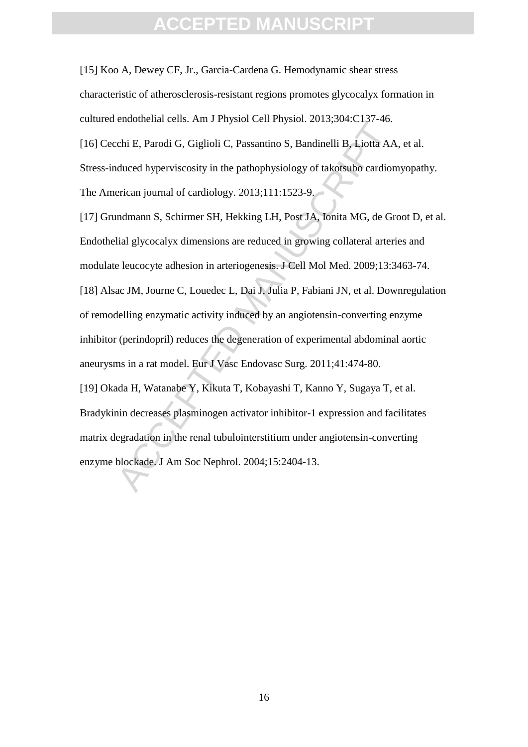[15] Koo A, Dewey CF, Jr., Garcia-Cardena G. Hemodynamic shear stress characteristic of atherosclerosis-resistant regions promotes glycocalyx formation in cultured endothelial cells. Am J Physiol Cell Physiol. 2013;304:C137-46.

[16] Cecchi E, Parodi G, Giglioli C, Passantino S, Bandinelli B, Liotta AA, et al. Stress-induced hyperviscosity in the pathophysiology of takotsubo cardiomyopathy. The American journal of cardiology. 2013;111:1523-9.

[17] Grundmann S, Schirmer SH, Hekking LH, Post JA, Ionita MG, de Groot D, et al. Endothelial glycocalyx dimensions are reduced in growing collateral arteries and modulate leucocyte adhesion in arteriogenesis. J Cell Mol Med. 2009;13:3463-74.

[18] Alsac JM, Journe C, Louedec L, Dai J, Julia P, Fabiani JN, et al. Downregulation of remodelling enzymatic activity induced by an angiotensin-converting enzyme inhibitor (perindopril) reduces the degeneration of experimental abdominal aortic aneurysms in a rat model. Eur J Vasc Endovasc Surg. 2011;41:474-80.

[19] Okada H, Watanabe Y, Kikuta T, Kobayashi T, Kanno Y, Sugaya T, et al. Bradykinin decreases plasminogen activator inhibitor-1 expression and facilitates matrix degradation in the renal tubulointerstitium under angiotensin-converting enzyme blockade. J Am Soc Nephrol. 2004;15:2404-13.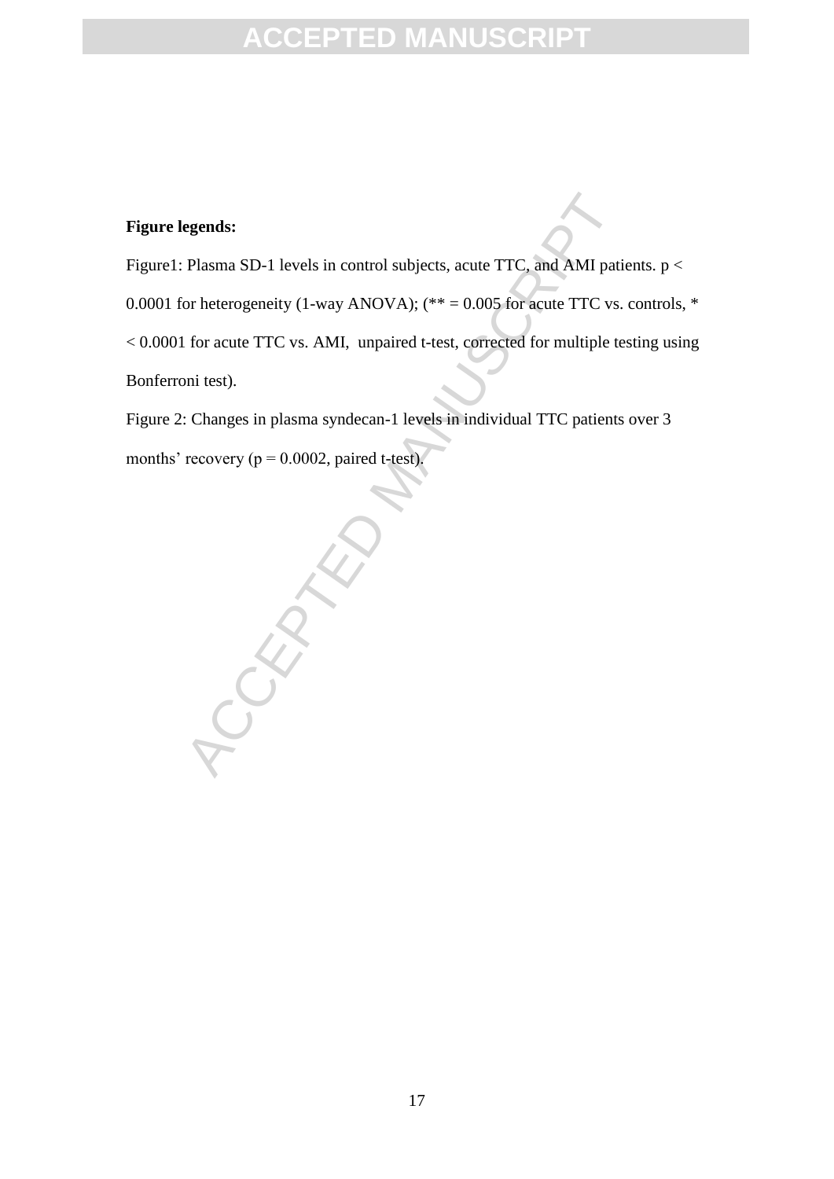**Figure legends:**

Figure1: Plasma SD-1 levels in control subjects, acute TTC, and AMI patients. $p < 0.0001$ for heterogeneity (1-way ANOVA); (** = 0.005 for acute TTC vs. controls, * $< 0.0001$ for acute TTC vs. AMI, unpaired t-test, corrected for multiple testing using Bonferroni test).

Figure 2: Changes in plasma syndecan-1 levels in individual TTC patients over 3 months' recovery ($p = 0.0002$, paired t-test).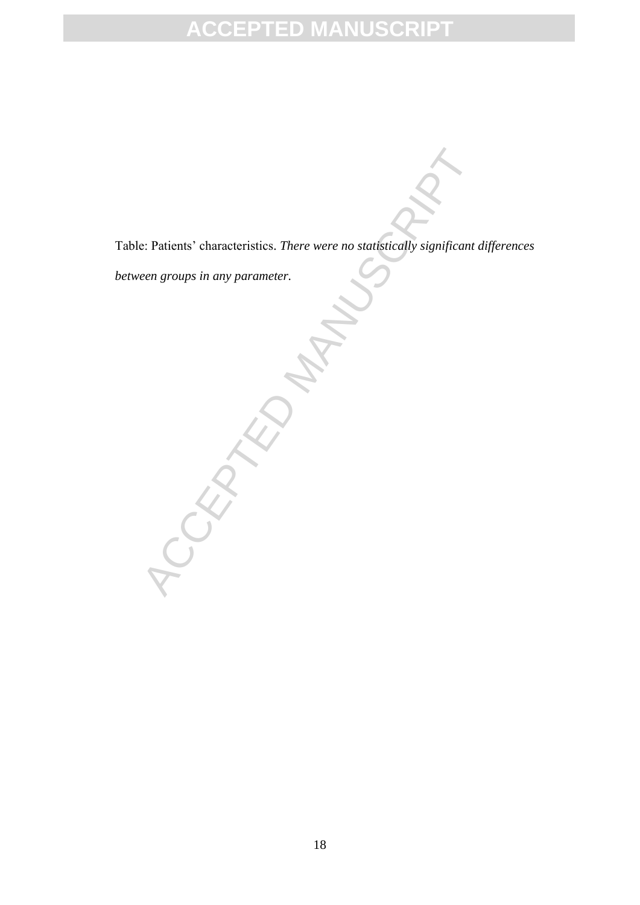Table: Patients' characteristics. *There were no statistically significant differences between groups in any parameter.*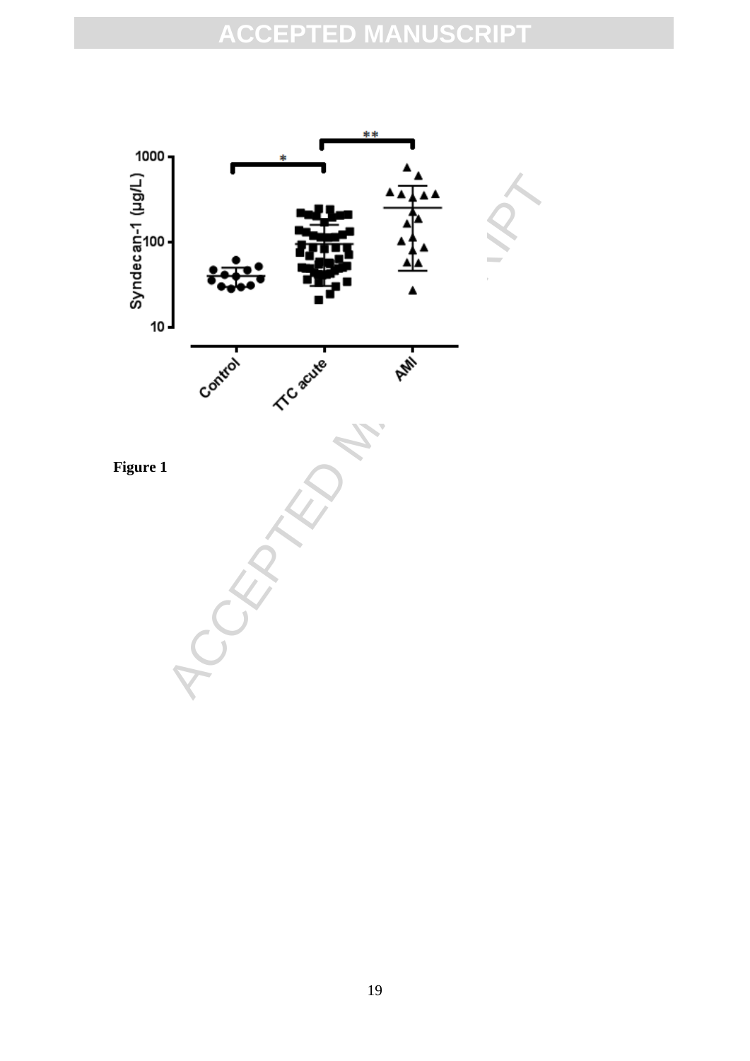Figure 1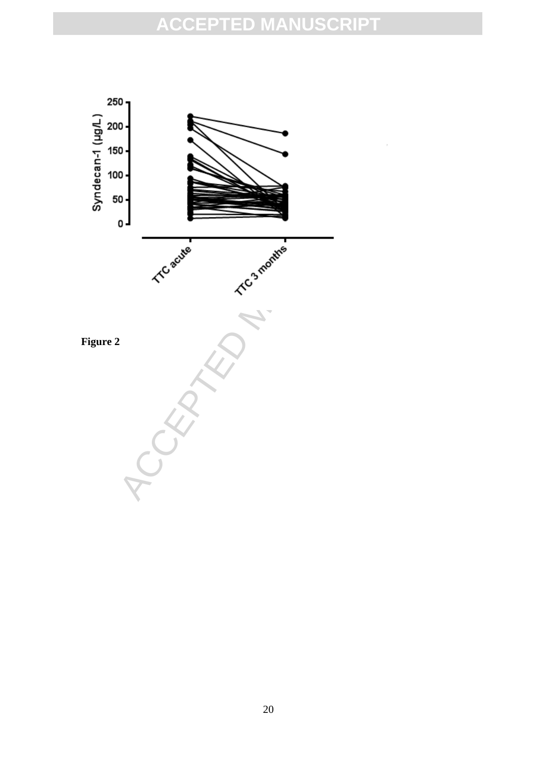**Figure 2**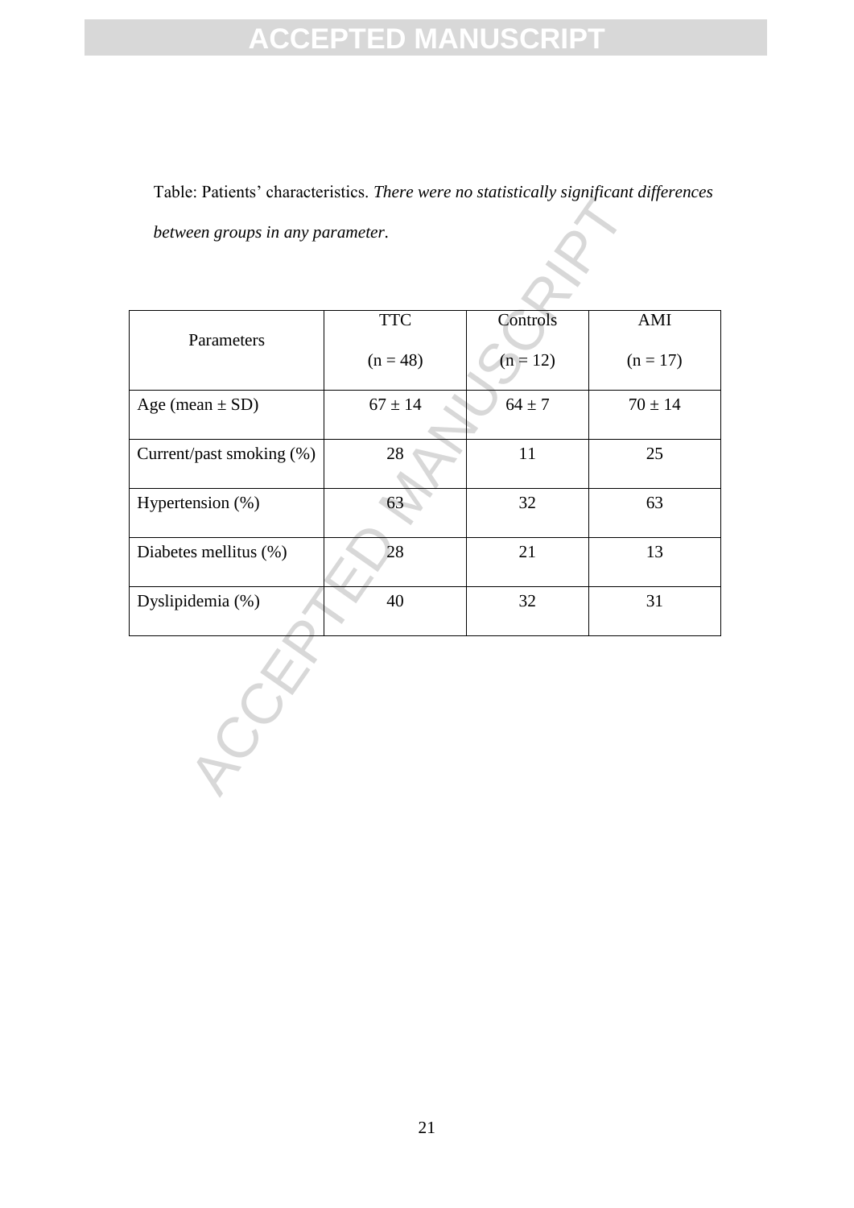Table: Patients' characteristics. *There were no statistically significant differences between groups in any parameter.*

| Parameters | TTC (n = 48) | Controls (n = 12) | AMI (n = 17) |
|---|---|---|---|
| Age (mean ± SD) | 67 ± 14 | 64 ± 7 | 70 ± 14 |
| Current/past smoking (%) | 28 | 11 | 25 |
| Hypertension (%) | 63 | 32 | 63 |
| Diabetes mellitus (%) | 28 | 21 | 13 |
| Dyslipidemia (%) | 40 | 32 | 31 |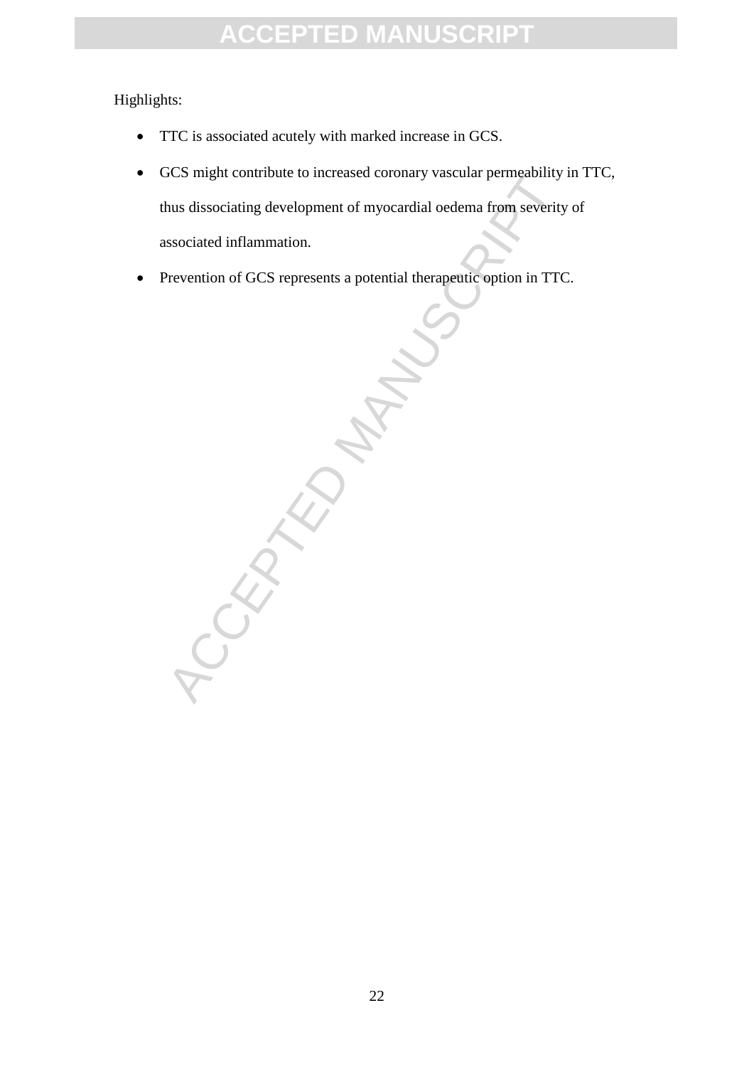Highlights:

- TTC is associated acutely with marked increase in GCS.
- GCS might contribute to increased coronary vascular permeability in TTC, thus dissociating development of myocardial oedema from severity of associated inflammation.
- Prevention of GCS represents a potential therapeutic option in TTC.